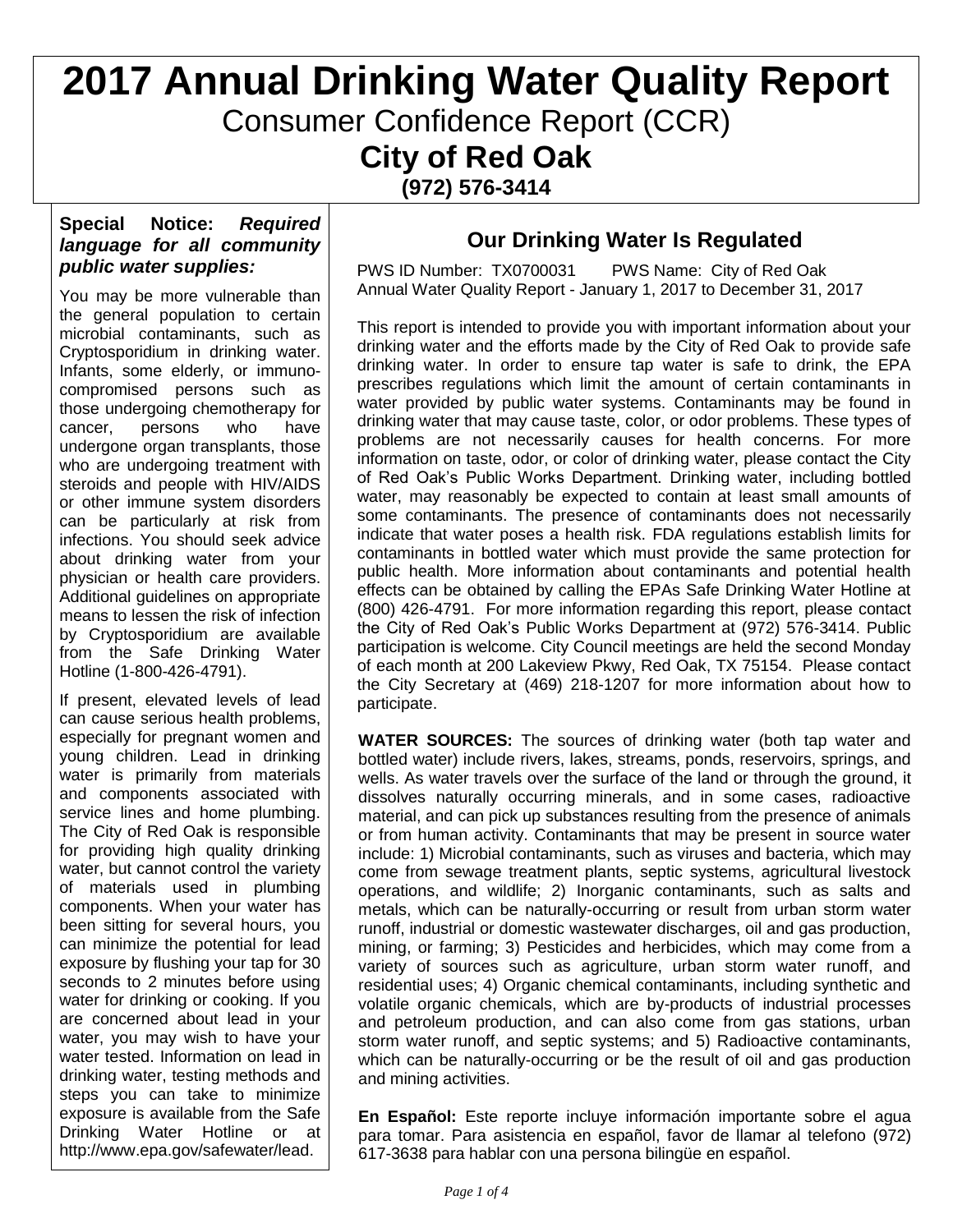# 2017 Annual Drinking Water Quality Report

## Consumer Confidence Report (CCR)

## City of Red Oak

**(972) 576-3414**

## Our Drinking Water Is Regulated

PWS ID Number: TX0700031 PWS Name: City of Red Oak
Annual Water Quality Report - January 1, 2017 to December 31, 2017

This report is intended to provide you with important information about your drinking water and the efforts made by the City of Red Oak to provide safe drinking water. In order to ensure tap water is safe to drink, the EPA prescribes regulations which limit the amount of certain contaminants in water provided by public water systems. Contaminants may be found in drinking water that may cause taste, color, or odor problems. These types of problems are not necessarily causes for health concerns. For more information on taste, odor, or color of drinking water, please contact the City of Red Oak's Public Works Department. Drinking water, including bottled water, may reasonably be expected to contain at least small amounts of some contaminants. The presence of contaminants does not necessarily indicate that water poses a health risk. FDA regulations establish limits for contaminants in bottled water which must provide the same protection for public health. More information about contaminants and potential health effects can be obtained by calling the EPAs Safe Drinking Water Hotline at (800) 426-4791. For more information regarding this report, please contact the City of Red Oak's Public Works Department at (972) 576-3414. Public participation is welcome. City Council meetings are held the second Monday of each month at 200 Lakeview Pkwy, Red Oak, TX 75154. Please contact the City Secretary at (469) 218-1207 for more information about how to participate.

**WATER SOURCES:** The sources of drinking water (both tap water and bottled water) include rivers, lakes, streams, ponds, reservoirs, springs, and wells. As water travels over the surface of the land or through the ground, it dissolves naturally occurring minerals, and in some cases, radioactive material, and can pick up substances resulting from the presence of animals or from human activity. Contaminants that may be present in source water include: 1) Microbial contaminants, such as viruses and bacteria, which may come from sewage treatment plants, septic systems, agricultural livestock operations, and wildlife; 2) Inorganic contaminants, such as salts and metals, which can be naturally-occurring or result from urban storm water runoff, industrial or domestic wastewater discharges, oil and gas production, mining, or farming; 3) Pesticides and herbicides, which may come from a variety of sources such as agriculture, urban storm water runoff, and residential uses; 4) Organic chemical contaminants, including synthetic and volatile organic chemicals, which are by-products of industrial processes and petroleum production, and can also come from gas stations, urban storm water runoff, and septic systems; and 5) Radioactive contaminants, which can be naturally-occurring or be the result of oil and gas production and mining activities.

**En Español:** Este reporte incluye información importante sobre el agua para tomar. Para asistencia en español, favor de llamar al telefono (972) 617-3638 para hablar con una persona bilingüe en español.

**Special Notice:** ***Required language for all community public water supplies:***

You may be more vulnerable than the general population to certain microbial contaminants, such as Cryptosporidium in drinking water. Infants, some elderly, or immuno-compromised persons such as those undergoing chemotherapy for cancer, persons who have undergone organ transplants, those who are undergoing treatment with steroids and people with HIV/AIDS or other immune system disorders can be particularly at risk from infections. You should seek advice about drinking water from your physician or health care providers. Additional guidelines on appropriate means to lessen the risk of infection by Cryptosporidium are available from the Safe Drinking Water Hotline (1-800-426-4791).

If present, elevated levels of lead can cause serious health problems, especially for pregnant women and young children. Lead in drinking water is primarily from materials and components associated with service lines and home plumbing. The City of Red Oak is responsible for providing high quality drinking water, but cannot control the variety of materials used in plumbing components. When your water has been sitting for several hours, you can minimize the potential for lead exposure by flushing your tap for 30 seconds to 2 minutes before using water for drinking or cooking. If you are concerned about lead in your water, you may wish to have your water tested. Information on lead in drinking water, testing methods and steps you can take to minimize exposure is available from the Safe Drinking Water Hotline or at http://www.epa.gov/safewater/lead.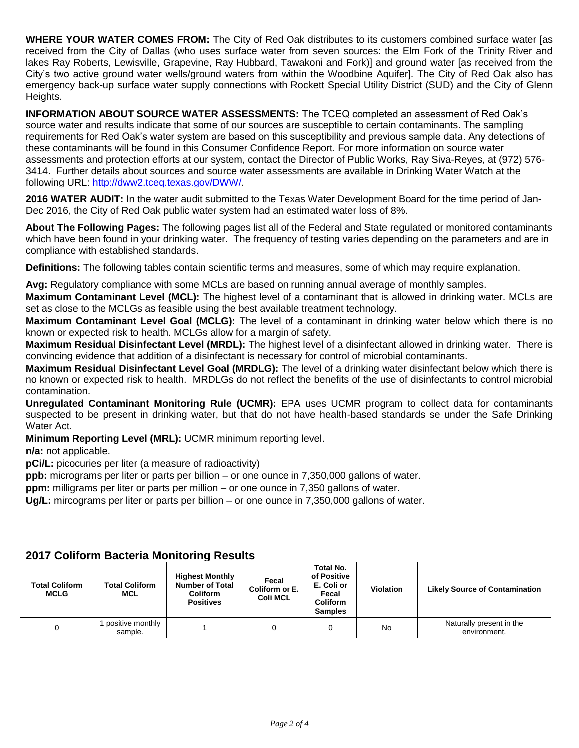**WHERE YOUR WATER COMES FROM:** The City of Red Oak distributes to its customers combined surface water [as received from the City of Dallas (who uses surface water from seven sources: the Elm Fork of the Trinity River and lakes Ray Roberts, Lewisville, Grapevine, Ray Hubbard, Tawakoni and Fork)] and ground water [as received from the City's two active ground water wells/ground waters from within the Woodbine Aquifer]. The City of Red Oak also has emergency back-up surface water supply connections with Rockett Special Utility District (SUD) and the City of Glenn Heights.

**INFORMATION ABOUT SOURCE WATER ASSESSMENTS:** The TCEQ completed an assessment of Red Oak's source water and results indicate that some of our sources are susceptible to certain contaminants. The sampling requirements for Red Oak's water system are based on this susceptibility and previous sample data. Any detections of these contaminants will be found in this Consumer Confidence Report. For more information on source water assessments and protection efforts at our system, contact the Director of Public Works, Ray Siva-Reyes, at (972) 576-3414. Further details about sources and source water assessments are available in Drinking Water Watch at the following URL: http://dww2.tceq.texas.gov/DWW/.

**2016 WATER AUDIT:** In the water audit submitted to the Texas Water Development Board for the time period of Jan-Dec 2016, the City of Red Oak public water system had an estimated water loss of 8%.

**About The Following Pages:** The following pages list all of the Federal and State regulated or monitored contaminants which have been found in your drinking water. The frequency of testing varies depending on the parameters and are in compliance with established standards.

**Definitions:** The following tables contain scientific terms and measures, some of which may require explanation.

**Avg:** Regulatory compliance with some MCLs are based on running annual average of monthly samples.
**Maximum Contaminant Level (MCL):** The highest level of a contaminant that is allowed in drinking water. MCLs are set as close to the MCLGs as feasible using the best available treatment technology.
**Maximum Contaminant Level Goal (MCLG):** The level of a contaminant in drinking water below which there is no known or expected risk to health. MCLGs allow for a margin of safety.
**Maximum Residual Disinfectant Level (MRDL):** The highest level of a disinfectant allowed in drinking water. There is convincing evidence that addition of a disinfectant is necessary for control of microbial contaminants.
**Maximum Residual Disinfectant Level Goal (MRDLG):** The level of a drinking water disinfectant below which there is no known or expected risk to health. MRDLGs do not reflect the benefits of the use of disinfectants to control microbial contamination.
**Unregulated Contaminant Monitoring Rule (UCMR):** EPA uses UCMR program to collect data for contaminants suspected to be present in drinking water, but that do not have health-based standards se under the Safe Drinking Water Act.
**Minimum Reporting Level (MRL):** UCMR minimum reporting level.
**n/a:** not applicable.
**pCi/L:** picocuries per liter (a measure of radioactivity)
**ppb:** micrograms per liter or parts per billion – or one ounce in 7,350,000 gallons of water.
**ppm:** milligrams per liter or parts per million – or one ounce in 7,350 gallons of water.
**Ug/L:** mircograms per liter or parts per billion – or one ounce in 7,350,000 gallons of water.

## 2017 Coliform Bacteria Monitoring Results

| Total Coliform MCLG | Total Coliform MCL | Highest Monthly Number of Total Coliform Positives | Fecal Coliform or E. Coli MCL | Total No. of Positive E. Coli or Fecal Coliform Samples | Violation | Likely Source of Contamination |
|---|---|---|---|---|---|---|
| 0 | 1 positive monthly sample. | 1 | 0 | 0 | No | Naturally present in the environment. |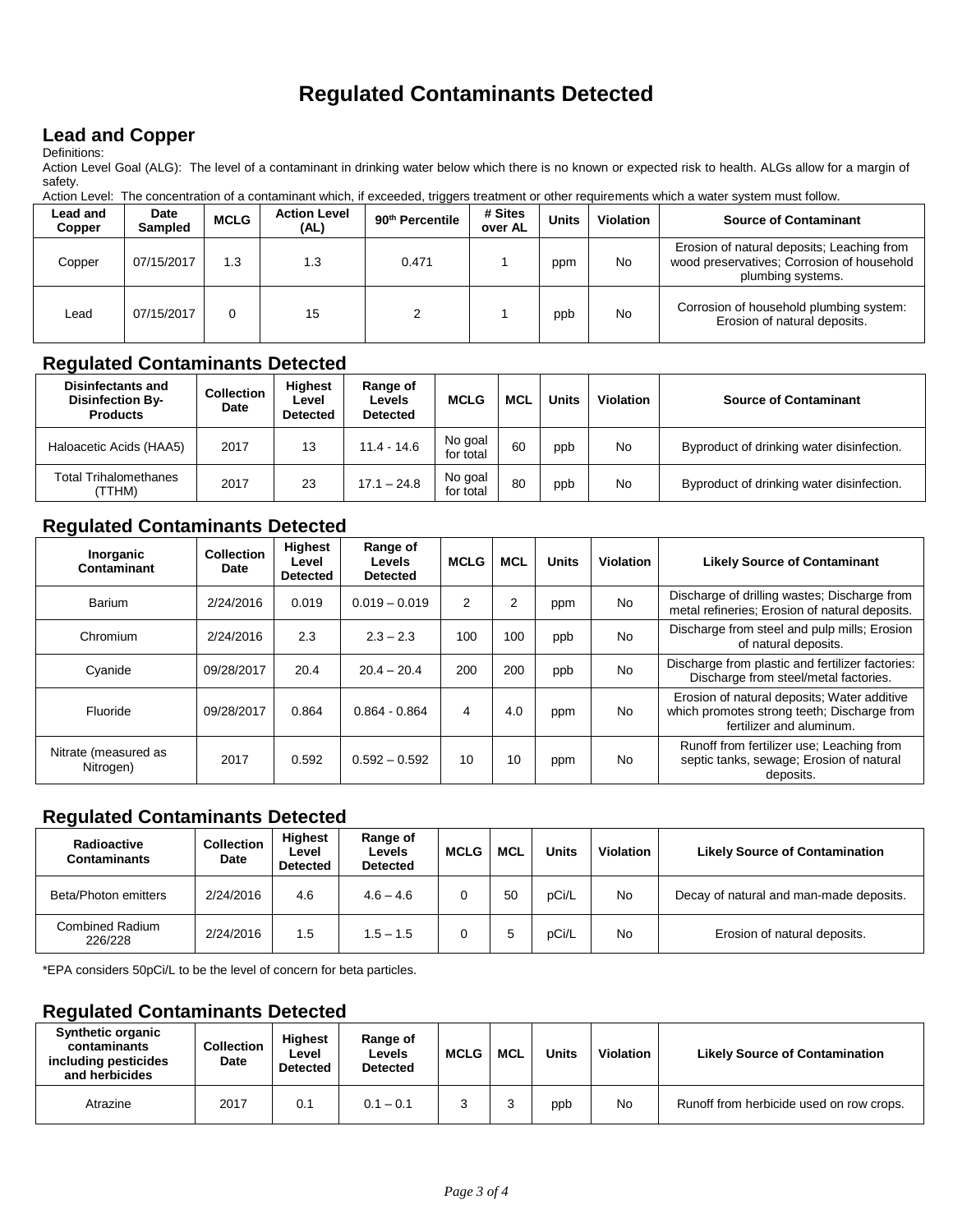# Regulated Contaminants Detected

## Lead and Copper

Definitions:

Action Level Goal (ALG): The level of a contaminant in drinking water below which there is no known or expected risk to health. ALGs allow for a margin of safety.

Action Level: The concentration of a contaminant which, if exceeded, triggers treatment or other requirements which a water system must follow.

| Lead and Copper | Date Sampled | MCLG | Action Level (AL) | 90th Percentile | # Sites over AL | Units | Violation | Source of Contaminant |
|---|---|---|---|---|---|---|---|---|
| Copper | 07/15/2017 | 1.3 | 1.3 | 0.471 | 1 | ppm | No | Erosion of natural deposits; Leaching from wood preservatives; Corrosion of household plumbing systems. |
| Lead | 07/15/2017 | 0 | 15 | 2 | 1 | ppb | No | Corrosion of household plumbing system: Erosion of natural deposits. |

## Regulated Contaminants Detected

| Disinfectants and Disinfection By-Products | Collection Date | Highest Level Detected | Range of Levels Detected | MCLG | MCL | Units | Violation | Source of Contaminant |
|---|---|---|---|---|---|---|---|---|
| Haloacetic Acids (HAA5) | 2017 | 13 | 11.4 - 14.6 | No goal for total | 60 | ppb | No | Byproduct of drinking water disinfection. |
| Total Trihalomethanes (TTHM) | 2017 | 23 | 17.1 – 24.8 | No goal for total | 80 | ppb | No | Byproduct of drinking water disinfection. |

## Regulated Contaminants Detected

| Inorganic Contaminant | Collection Date | Highest Level Detected | Range of Levels Detected | MCLG | MCL | Units | Violation | Likely Source of Contaminant |
|---|---|---|---|---|---|---|---|---|
| Barium | 2/24/2016 | 0.019 | 0.019 – 0.019 | 2 | 2 | ppm | No | Discharge of drilling wastes; Discharge from metal refineries; Erosion of natural deposits. |
| Chromium | 2/24/2016 | 2.3 | 2.3 – 2.3 | 100 | 100 | ppb | No | Discharge from steel and pulp mills; Erosion of natural deposits. |
| Cyanide | 09/28/2017 | 20.4 | 20.4 – 20.4 | 200 | 200 | ppb | No | Discharge from plastic and fertilizer factories: Discharge from steel/metal factories. |
| Fluoride | 09/28/2017 | 0.864 | 0.864 - 0.864 | 4 | 4.0 | ppm | No | Erosion of natural deposits; Water additive which promotes strong teeth; Discharge from fertilizer and aluminum. |
| Nitrate (measured as Nitrogen) | 2017 | 0.592 | 0.592 – 0.592 | 10 | 10 | ppm | No | Runoff from fertilizer use; Leaching from septic tanks, sewage; Erosion of natural deposits. |

## Regulated Contaminants Detected

| Radioactive Contaminants | Collection Date | Highest Level Detected | Range of Levels Detected | MCLG | MCL | Units | Violation | Likely Source of Contamination |
|---|---|---|---|---|---|---|---|---|
| Beta/Photon emitters | 2/24/2016 | 4.6 | 4.6 – 4.6 | 0 | 50 | pCi/L | No | Decay of natural and man-made deposits. |
| Combined Radium 226/228 | 2/24/2016 | 1.5 | 1.5 – 1.5 | 0 | 5 | pCi/L | No | Erosion of natural deposits. |

*EPA considers 50pCi/L to be the level of concern for beta particles.

## Regulated Contaminants Detected

| Synthetic organic contaminants including pesticides and herbicides | Collection Date | Highest Level Detected | Range of Levels Detected | MCLG | MCL | Units | Violation | Likely Source of Contamination |
|---|---|---|---|---|---|---|---|---|
| Atrazine | 2017 | 0.1 | 0.1 – 0.1 | 3 | 3 | ppb | No | Runoff from herbicide used on row crops. |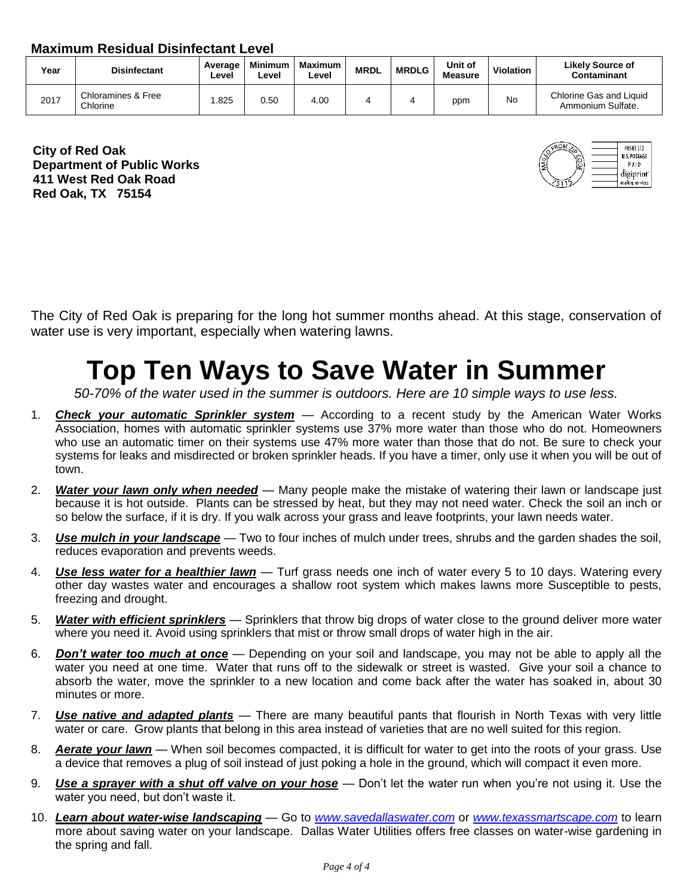## Maximum Residual Disinfectant Level

| Year | Disinfectant | Average Level | Minimum Level | Maximum Level | MRDL | MRDLG | Unit of Measure | Violation | Likely Source of Contaminant |
|---|---|---|---|---|---|---|---|---|---|
| 2017 | Chloramines & Free Chlorine | 1.825 | 0.50 | 4.00 | 4 | 4 | ppm | No | Chlorine Gas and Liquid Ammonium Sulfate. |

**City of Red Oak**
**Department of Public Works**
**411 West Red Oak Road**
**Red Oak, TX 75154**

MAILED FROM ZIP CODE 75115

PRSRT STD
U.S. POSTAGE
PAID
digiprint
mailing services

The City of Red Oak is preparing for the long hot summer months ahead. At this stage, conservation of water use is very important, especially when watering lawns.

# Top Ten Ways to Save Water in Summer

*50-70% of the water used in the summer is outdoors. Here are 10 simple ways to use less.*

1. ***Check your automatic Sprinkler system*** — According to a recent study by the American Water Works Association, homes with automatic sprinkler systems use 37% more water than those who do not. Homeowners who use an automatic timer on their systems use 47% more water than those that do not. Be sure to check your systems for leaks and misdirected or broken sprinkler heads. If you have a timer, only use it when you will be out of town.
2. ***Water your lawn only when needed*** — Many people make the mistake of watering their lawn or landscape just because it is hot outside. Plants can be stressed by heat, but they may not need water. Check the soil an inch or so below the surface, if it is dry. If you walk across your grass and leave footprints, your lawn needs water.
3. ***Use mulch in your landscape*** — Two to four inches of mulch under trees, shrubs and the garden shades the soil, reduces evaporation and prevents weeds.
4. ***Use less water for a healthier lawn*** — Turf grass needs one inch of water every 5 to 10 days. Watering every other day wastes water and encourages a shallow root system which makes lawns more Susceptible to pests, freezing and drought.
5. ***Water with efficient sprinklers*** — Sprinklers that throw big drops of water close to the ground deliver more water where you need it. Avoid using sprinklers that mist or throw small drops of water high in the air.
6. ***Don't water too much at once*** — Depending on your soil and landscape, you may not be able to apply all the water you need at one time. Water that runs off to the sidewalk or street is wasted. Give your soil a chance to absorb the water, move the sprinkler to a new location and come back after the water has soaked in, about 30 minutes or more.
7. ***Use native and adapted plants*** — There are many beautiful pants that flourish in North Texas with very little water or care. Grow plants that belong in this area instead of varieties that are no well suited for this region.
8. ***Aerate your lawn*** — When soil becomes compacted, it is difficult for water to get into the roots of your grass. Use a device that removes a plug of soil instead of just poking a hole in the ground, which will compact it even more.
9. ***Use a sprayer with a shut off valve on your hose*** — Don't let the water run when you're not using it. Use the water you need, but don't waste it.
10. ***Learn about water-wise landscaping*** — Go to *www.savedallaswater.com* or *www.texassmartscape.com* to learn more about saving water on your landscape. Dallas Water Utilities offers free classes on water-wise gardening in the spring and fall.